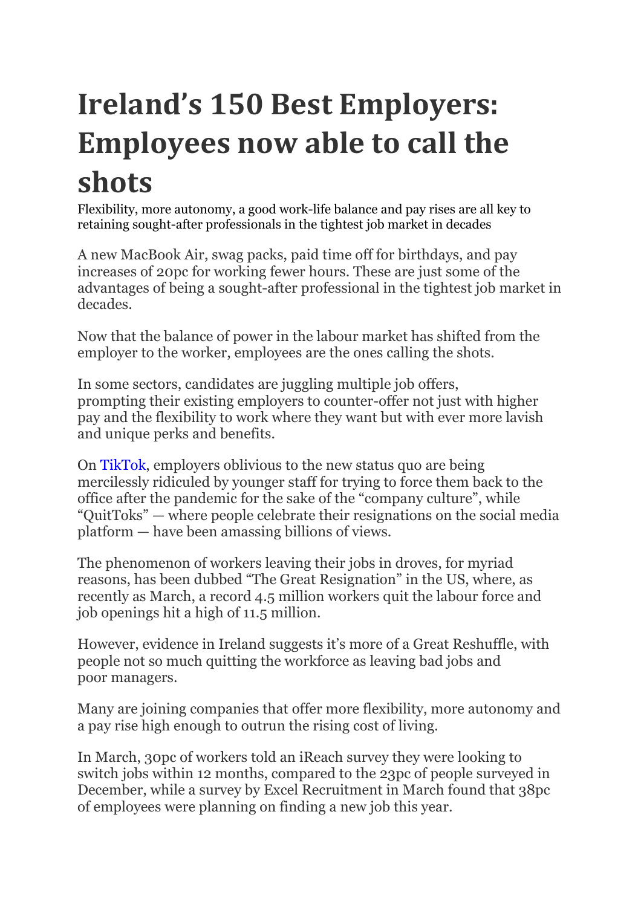# Ireland's 150 Best Employers: Employees now able to call the shots

Flexibility, more autonomy, a good work-life balance and pay rises are all key to retaining sought-after professionals in the tightest job market in decades

A new MacBook Air, swag packs, paid time off for birthdays, and pay increases of 20pc for working fewer hours. These are just some of the advantages of being a sought-after professional in the tightest job market in decades.

Now that the balance of power in the labour market has shifted from the employer to the worker, employees are the ones calling the shots.

In some sectors, candidates are juggling multiple job offers, prompting their existing employers to counter-offer not just with higher pay and the flexibility to work where they want but with ever more lavish and unique perks and benefits.

On TikTok, employers oblivious to the new status quo are being mercilessly ridiculed by younger staff for trying to force them back to the office after the pandemic for the sake of the "company culture", while "QuitToks" — where people celebrate their resignations on the social media platform — have been amassing billions of views.

The phenomenon of workers leaving their jobs in droves, for myriad reasons, has been dubbed "The Great Resignation" in the US, where, as recently as March, a record 4.5 million workers quit the labour force and job openings hit a high of 11.5 million.

However, evidence in Ireland suggests it's more of a Great Reshuffle, with people not so much quitting the workforce as leaving bad jobs and poor managers.

Many are joining companies that offer more flexibility, more autonomy and a pay rise high enough to outrun the rising cost of living.

In March, 30pc of workers told an iReach survey they were looking to switch jobs within 12 months, compared to the 23pc of people surveyed in December, while a survey by Excel Recruitment in March found that 38pc of employees were planning on finding a new job this year.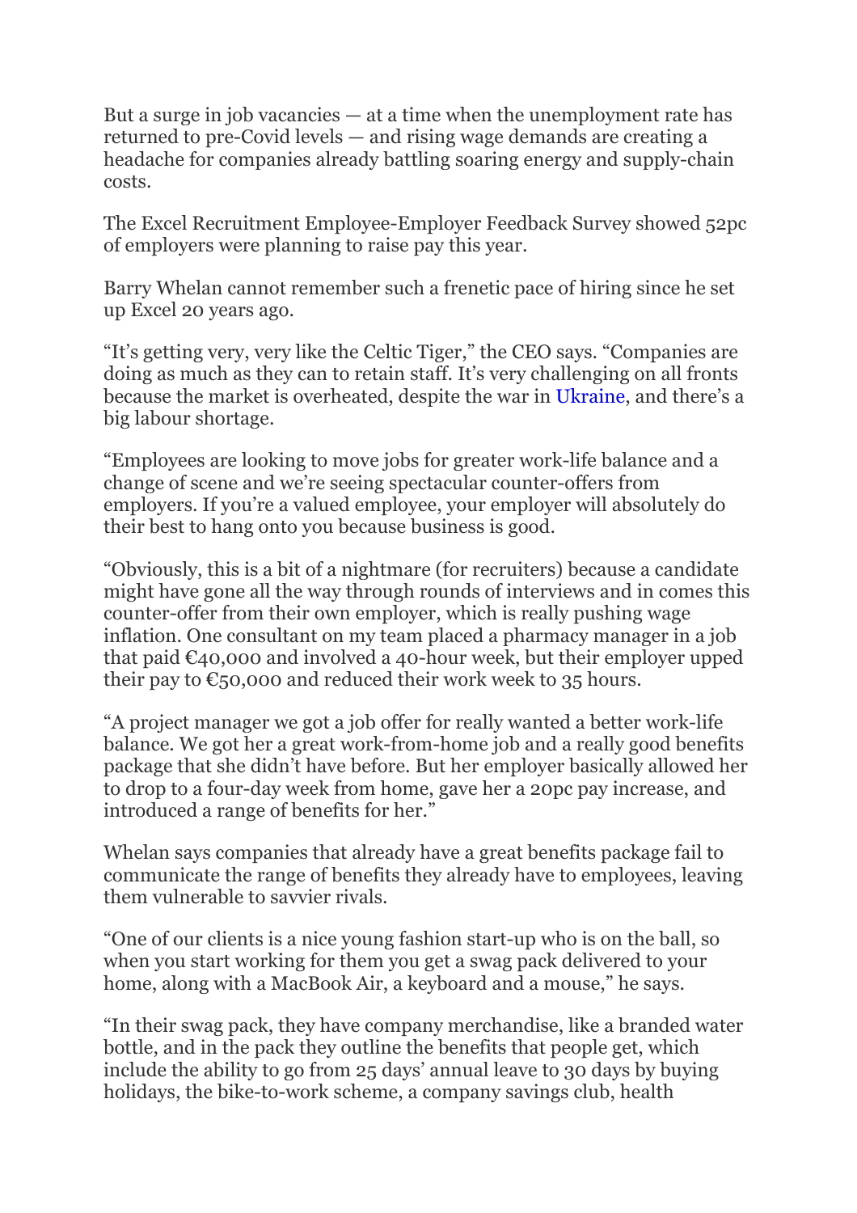But a surge in job vacancies — at a time when the unemployment rate has returned to pre-Covid levels — and rising wage demands are creating a headache for companies already battling soaring energy and supply-chain costs.

The Excel Recruitment Employee-Employer Feedback Survey showed 52pc of employers were planning to raise pay this year.

Barry Whelan cannot remember such a frenetic pace of hiring since he set up Excel 20 years ago.

"It's getting very, very like the Celtic Tiger," the CEO says. "Companies are doing as much as they can to retain staff. It's very challenging on all fronts because the market is overheated, despite the war in Ukraine, and there's a big labour shortage.

"Employees are looking to move jobs for greater work-life balance and a change of scene and we're seeing spectacular counter-offers from employers. If you're a valued employee, your employer will absolutely do their best to hang onto you because business is good.

"Obviously, this is a bit of a nightmare (for recruiters) because a candidate might have gone all the way through rounds of interviews and in comes this counter-offer from their own employer, which is really pushing wage inflation. One consultant on my team placed a pharmacy manager in a job that paid €40,000 and involved a 40-hour week, but their employer upped their pay to €50,000 and reduced their work week to 35 hours.

"A project manager we got a job offer for really wanted a better work-life balance. We got her a great work-from-home job and a really good benefits package that she didn't have before. But her employer basically allowed her to drop to a four-day week from home, gave her a 20pc pay increase, and introduced a range of benefits for her."

Whelan says companies that already have a great benefits package fail to communicate the range of benefits they already have to employees, leaving them vulnerable to savvier rivals.

"One of our clients is a nice young fashion start-up who is on the ball, so when you start working for them you get a swag pack delivered to your home, along with a MacBook Air, a keyboard and a mouse," he says.

"In their swag pack, they have company merchandise, like a branded water bottle, and in the pack they outline the benefits that people get, which include the ability to go from 25 days' annual leave to 30 days by buying holidays, the bike-to-work scheme, a company savings club, health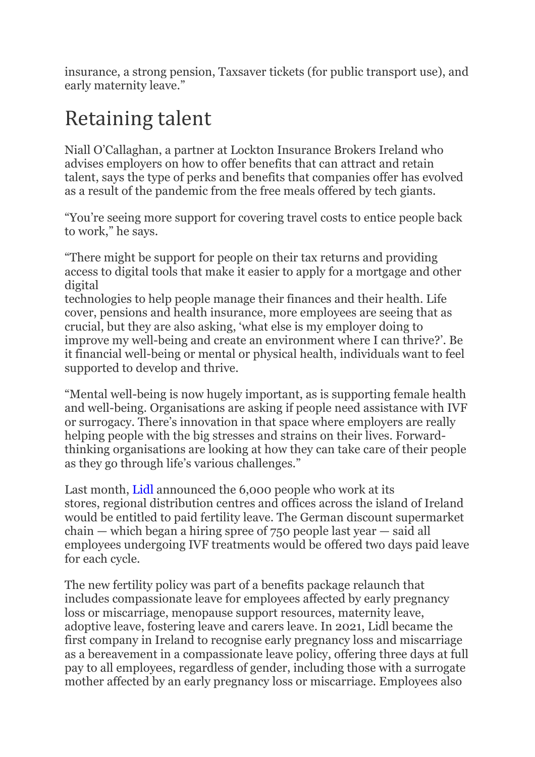insurance, a strong pension, Taxsaver tickets (for public transport use), and early maternity leave."

## Retaining talent

Niall O'Callaghan, a partner at Lockton Insurance Brokers Ireland who advises employers on how to offer benefits that can attract and retain talent, says the type of perks and benefits that companies offer has evolved as a result of the pandemic from the free meals offered by tech giants.

"You're seeing more support for covering travel costs to entice people back to work," he says.

"There might be support for people on their tax returns and providing access to digital tools that make it easier to apply for a mortgage and other digital technologies to help people manage their finances and their health. Life cover, pensions and health insurance, more employees are seeing that as crucial, but they are also asking, 'what else is my employer doing to improve my well-being and create an environment where I can thrive?'. Be it financial well-being or mental or physical health, individuals want to feel supported to develop and thrive.

"Mental well-being is now hugely important, as is supporting female health and well-being. Organisations are asking if people need assistance with IVF or surrogacy. There's innovation in that space where employers are really helping people with the big stresses and strains on their lives. Forward-thinking organisations are looking at how they can take care of their people as they go through life's various challenges."

Last month, Lidl announced the 6,000 people who work at its stores, regional distribution centres and offices across the island of Ireland would be entitled to paid fertility leave. The German discount supermarket chain — which began a hiring spree of 750 people last year — said all employees undergoing IVF treatments would be offered two days paid leave for each cycle.

The new fertility policy was part of a benefits package relaunch that includes compassionate leave for employees affected by early pregnancy loss or miscarriage, menopause support resources, maternity leave, adoptive leave, fostering leave and carers leave. In 2021, Lidl became the first company in Ireland to recognise early pregnancy loss and miscarriage as a bereavement in a compassionate leave policy, offering three days at full pay to all employees, regardless of gender, including those with a surrogate mother affected by an early pregnancy loss or miscarriage. Employees also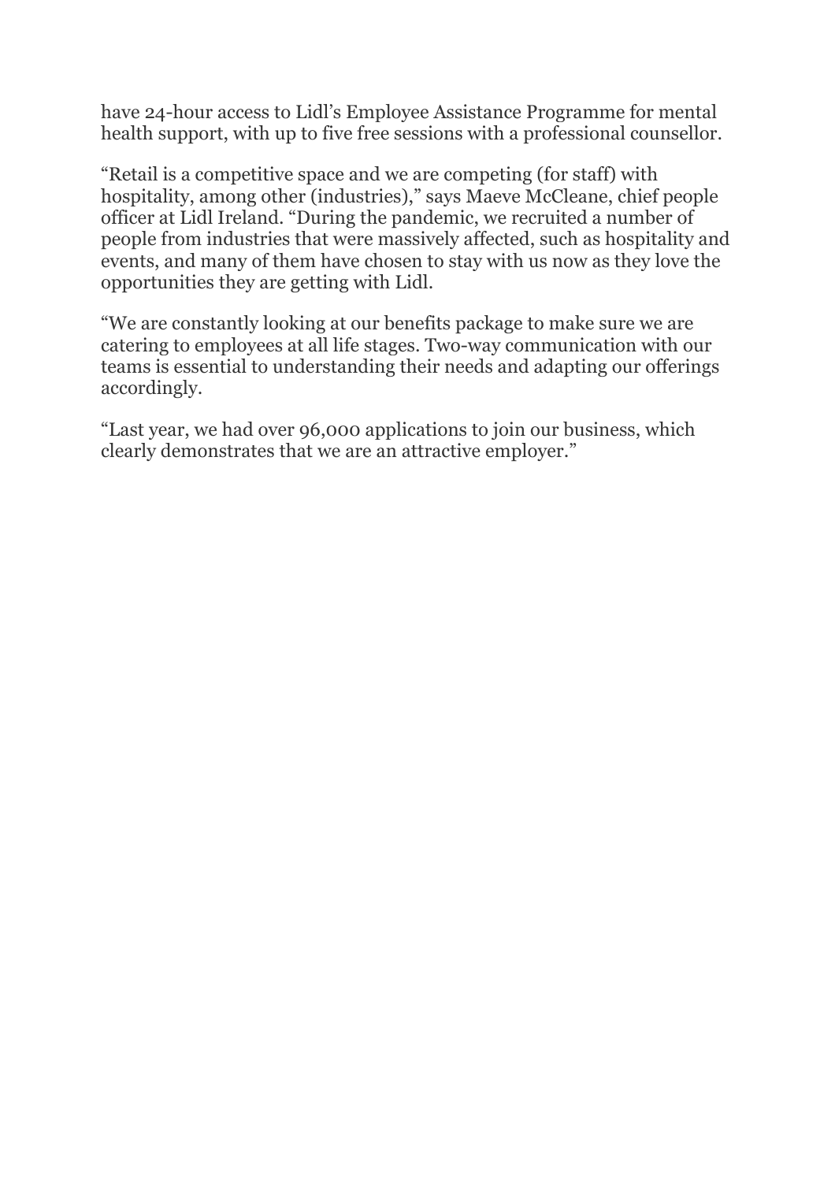have 24-hour access to Lidl's Employee Assistance Programme for mental health support, with up to five free sessions with a professional counsellor.

"Retail is a competitive space and we are competing (for staff) with hospitality, among other (industries)," says Maeve McCleane, chief people officer at Lidl Ireland. "During the pandemic, we recruited a number of people from industries that were massively affected, such as hospitality and events, and many of them have chosen to stay with us now as they love the opportunities they are getting with Lidl.

"We are constantly looking at our benefits package to make sure we are catering to employees at all life stages. Two-way communication with our teams is essential to understanding their needs and adapting our offerings accordingly.

"Last year, we had over 96,000 applications to join our business, which clearly demonstrates that we are an attractive employer."